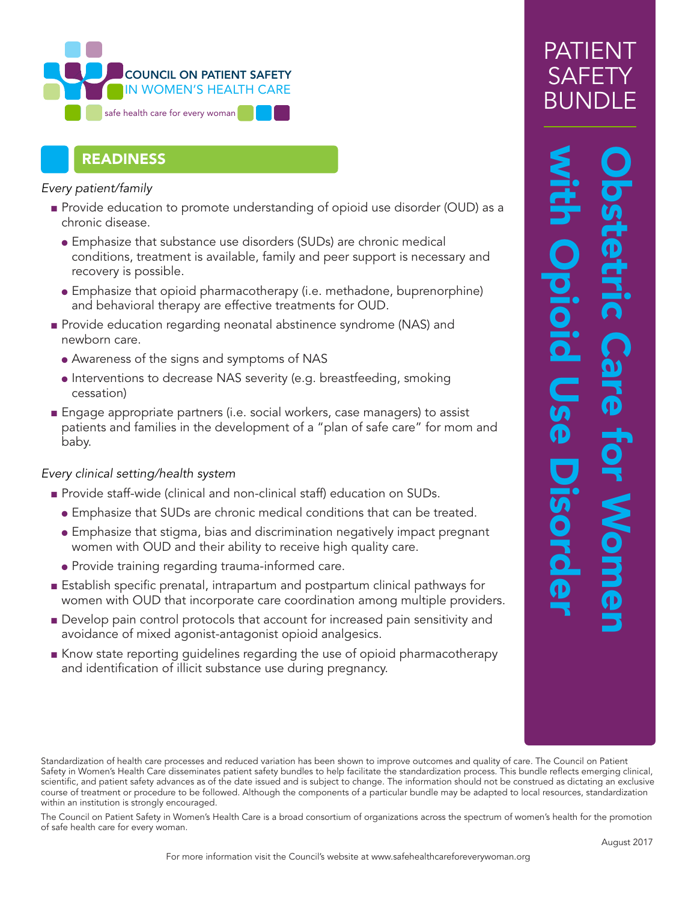COUNCIL ON PATIENT SAFETY IN WOMEN'S HEALTH CARE

safe health care for every woman

# PATIENT SAFETY BUNDLE

# Obstetric Care for Women with Opioid Use Disorder

## READINESS

*Every patient/family*

- Provide education to promote understanding of opioid use disorder (OUD) as a chronic disease.
  - Emphasize that substance use disorders (SUDs) are chronic medical conditions, treatment is available, family and peer support is necessary and recovery is possible.
  - Emphasize that opioid pharmacotherapy (i.e. methadone, buprenorphine) and behavioral therapy are effective treatments for OUD.
- Provide education regarding neonatal abstinence syndrome (NAS) and newborn care.
  - Awareness of the signs and symptoms of NAS
  - Interventions to decrease NAS severity (e.g. breastfeeding, smoking cessation)
- Engage appropriate partners (i.e. social workers, case managers) to assist patients and families in the development of a "plan of safe care" for mom and baby.

*Every clinical setting/health system*

- Provide staff-wide (clinical and non-clinical staff) education on SUDs.
  - Emphasize that SUDs are chronic medical conditions that can be treated.
  - Emphasize that stigma, bias and discrimination negatively impact pregnant women with OUD and their ability to receive high quality care.
  - Provide training regarding trauma-informed care.
- Establish specific prenatal, intrapartum and postpartum clinical pathways for women with OUD that incorporate care coordination among multiple providers.
- Develop pain control protocols that account for increased pain sensitivity and avoidance of mixed agonist-antagonist opioid analgesics.
- Know state reporting guidelines regarding the use of opioid pharmacotherapy and identification of illicit substance use during pregnancy.

Standardization of health care processes and reduced variation has been shown to improve outcomes and quality of care. The Council on Patient Safety in Women's Health Care disseminates patient safety bundles to help facilitate the standardization process. This bundle reflects emerging clinical, scientific, and patient safety advances as of the date issued and is subject to change. The information should not be construed as dictating an exclusive course of treatment or procedure to be followed. Although the components of a particular bundle may be adapted to local resources, standardization within an institution is strongly encouraged.

The Council on Patient Safety in Women's Health Care is a broad consortium of organizations across the spectrum of women's health for the promotion of safe health care for every woman.

August 2017

For more information visit the Council's website at www.safehealthcareforeverywoman.org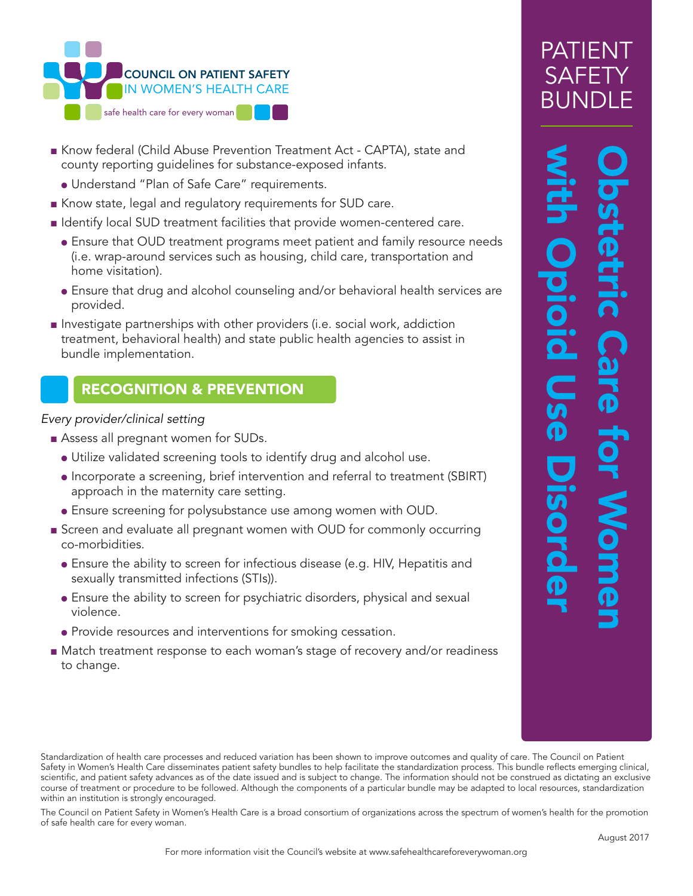- Know federal (Child Abuse Prevention Treatment Act - CAPTA), state and county reporting guidelines for substance-exposed infants.
  - Understand "Plan of Safe Care" requirements.
- Know state, legal and regulatory requirements for SUD care.
- Identify local SUD treatment facilities that provide women-centered care.
  - Ensure that OUD treatment programs meet patient and family resource needs (i.e. wrap-around services such as housing, child care, transportation and home visitation).
  - Ensure that drug and alcohol counseling and/or behavioral health services are provided.
- Investigate partnerships with other providers (i.e. social work, addiction treatment, behavioral health) and state public health agencies to assist in bundle implementation.

## RECOGNITION & PREVENTION

*Every provider/clinical setting*

- Assess all pregnant women for SUDs.
  - Utilize validated screening tools to identify drug and alcohol use.
  - Incorporate a screening, brief intervention and referral to treatment (SBIRT) approach in the maternity care setting.
  - Ensure screening for polysubstance use among women with OUD.
- Screen and evaluate all pregnant women with OUD for commonly occurring co-morbidities.
  - Ensure the ability to screen for infectious disease (e.g. HIV, Hepatitis and sexually transmitted infections (STIs)).
  - Ensure the ability to screen for psychiatric disorders, physical and sexual violence.
  - Provide resources and interventions for smoking cessation.
- Match treatment response to each woman's stage of recovery and/or readiness to change.

Standardization of health care processes and reduced variation has been shown to improve outcomes and quality of care. The Council on Patient Safety in Women's Health Care disseminates patient safety bundles to help facilitate the standardization process. This bundle reflects emerging clinical, scientific, and patient safety advances as of the date issued and is subject to change. The information should not be construed as dictating an exclusive course of treatment or procedure to be followed. Although the components of a particular bundle may be adapted to local resources, standardization within an institution is strongly encouraged.

The Council on Patient Safety in Women's Health Care is a broad consortium of organizations across the spectrum of women's health for the promotion of safe health care for every woman.

August 2017

For more information visit the Council's website at www.safehealthcareforeverywoman.org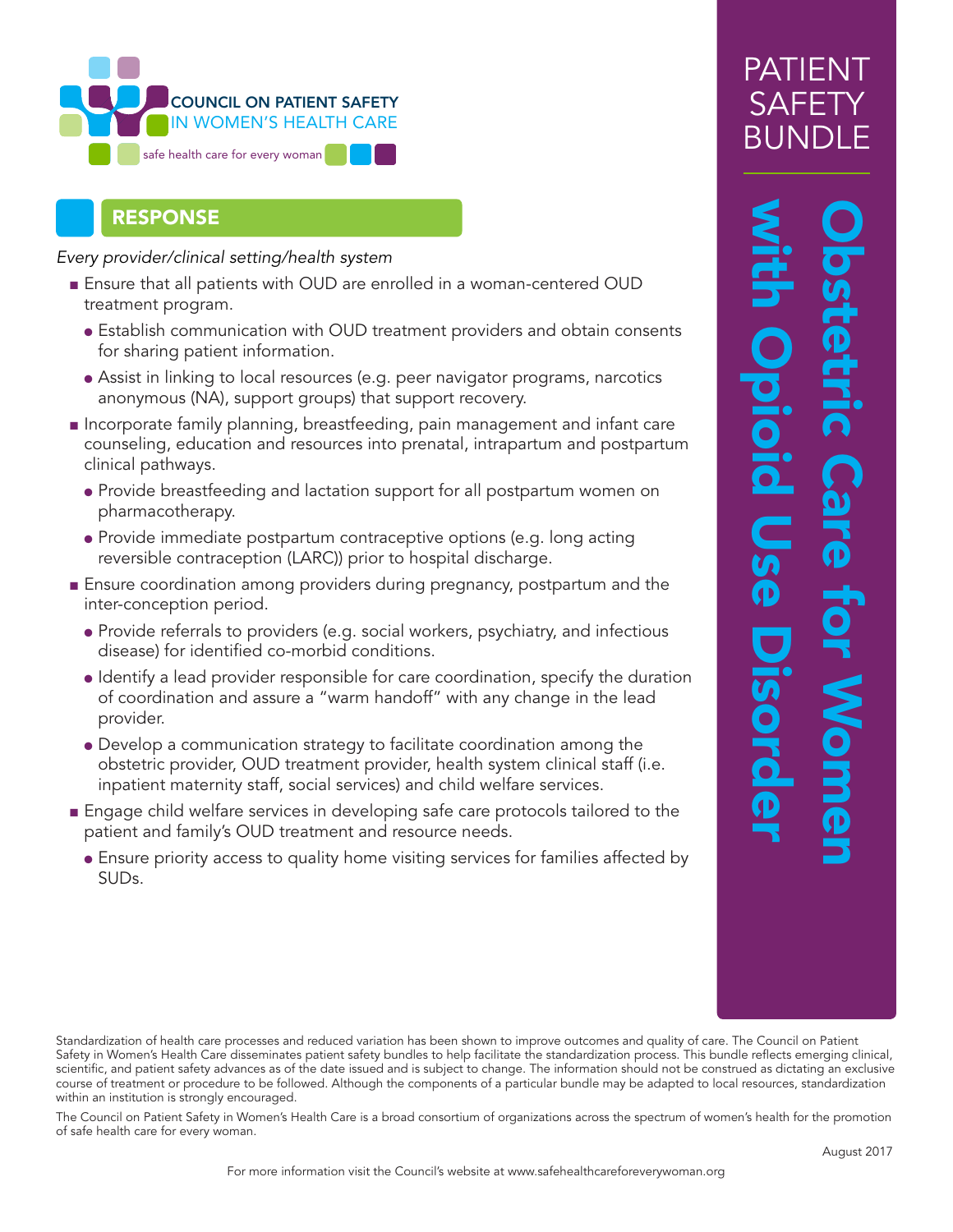COUNCIL ON PATIENT SAFETY
IN WOMEN'S HEALTH CARE

safe health care for every woman

# PATIENT SAFETY BUNDLE

## Obstetric Care for Women with Opioid Use Disorder

## RESPONSE

*Every provider/clinical setting/health system*

- Ensure that all patients with OUD are enrolled in a woman-centered OUD treatment program.
  - Establish communication with OUD treatment providers and obtain consents for sharing patient information.
  - Assist in linking to local resources (e.g. peer navigator programs, narcotics anonymous (NA), support groups) that support recovery.
- Incorporate family planning, breastfeeding, pain management and infant care counseling, education and resources into prenatal, intrapartum and postpartum clinical pathways.
  - Provide breastfeeding and lactation support for all postpartum women on pharmacotherapy.
  - Provide immediate postpartum contraceptive options (e.g. long acting reversible contraception (LARC)) prior to hospital discharge.
- Ensure coordination among providers during pregnancy, postpartum and the inter-conception period.
  - Provide referrals to providers (e.g. social workers, psychiatry, and infectious disease) for identified co-morbid conditions.
  - Identify a lead provider responsible for care coordination, specify the duration of coordination and assure a "warm handoff" with any change in the lead provider.
  - Develop a communication strategy to facilitate coordination among the obstetric provider, OUD treatment provider, health system clinical staff (i.e. inpatient maternity staff, social services) and child welfare services.
- Engage child welfare services in developing safe care protocols tailored to the patient and family's OUD treatment and resource needs.
  - Ensure priority access to quality home visiting services for families affected by SUDs.

Standardization of health care processes and reduced variation has been shown to improve outcomes and quality of care. The Council on Patient Safety in Women's Health Care disseminates patient safety bundles to help facilitate the standardization process. This bundle reflects emerging clinical, scientific, and patient safety advances as of the date issued and is subject to change. The information should not be construed as dictating an exclusive course of treatment or procedure to be followed. Although the components of a particular bundle may be adapted to local resources, standardization within an institution is strongly encouraged.

The Council on Patient Safety in Women's Health Care is a broad consortium of organizations across the spectrum of women's health for the promotion of safe health care for every woman.

August 2017

For more information visit the Council's website at www.safehealthcareforeverywoman.org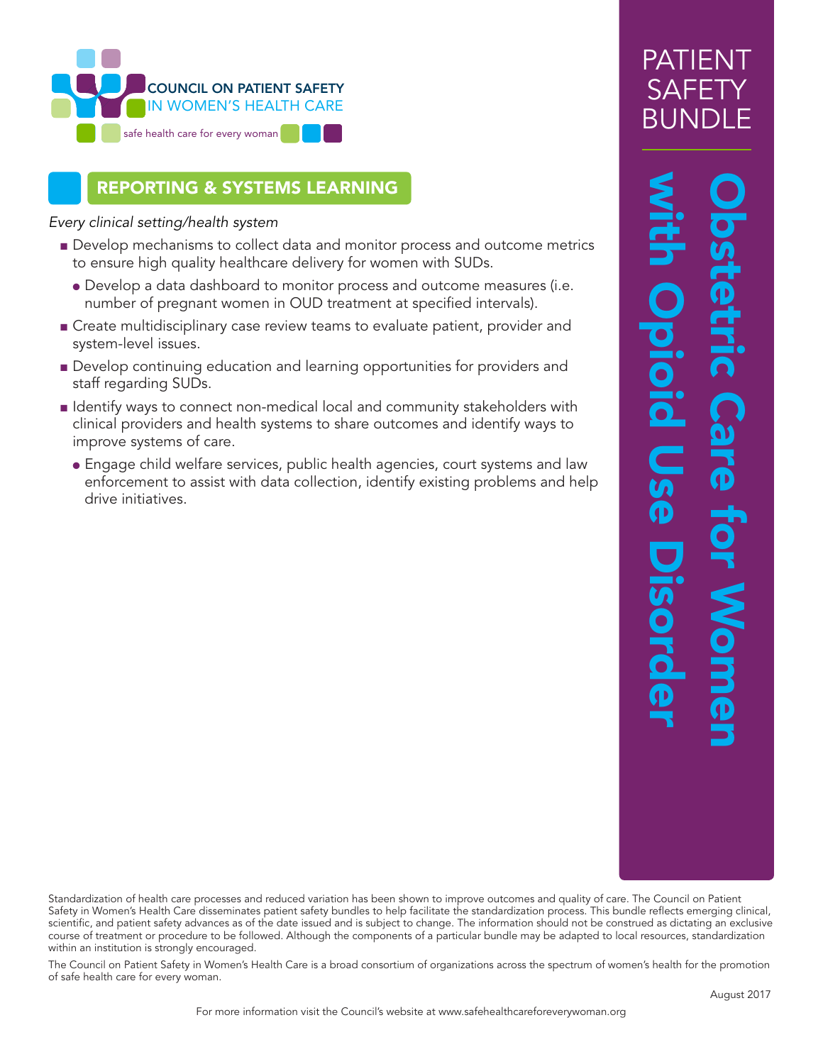COUNCIL ON PATIENT SAFETY
IN WOMEN'S HEALTH CARE

safe health care for every woman

PATIENT SAFETY BUNDLE

# Obstetric Care for Women with Opioid Use Disorder

## REPORTING & SYSTEMS LEARNING

*Every clinical setting/health system*

- Develop mechanisms to collect data and monitor process and outcome metrics to ensure high quality healthcare delivery for women with SUDs.
  - Develop a data dashboard to monitor process and outcome measures (i.e. number of pregnant women in OUD treatment at specified intervals).
- Create multidisciplinary case review teams to evaluate patient, provider and system-level issues.
- Develop continuing education and learning opportunities for providers and staff regarding SUDs.
- Identify ways to connect non-medical local and community stakeholders with clinical providers and health systems to share outcomes and identify ways to improve systems of care.
  - Engage child welfare services, public health agencies, court systems and law enforcement to assist with data collection, identify existing problems and help drive initiatives.

Standardization of health care processes and reduced variation has been shown to improve outcomes and quality of care. The Council on Patient Safety in Women's Health Care disseminates patient safety bundles to help facilitate the standardization process. This bundle reflects emerging clinical, scientific, and patient safety advances as of the date issued and is subject to change. The information should not be construed as dictating an exclusive course of treatment or procedure to be followed. Although the components of a particular bundle may be adapted to local resources, standardization within an institution is strongly encouraged.

The Council on Patient Safety in Women's Health Care is a broad consortium of organizations across the spectrum of women's health for the promotion of safe health care for every woman.

August 2017

For more information visit the Council's website at www.safehealthcareforeverywoman.org